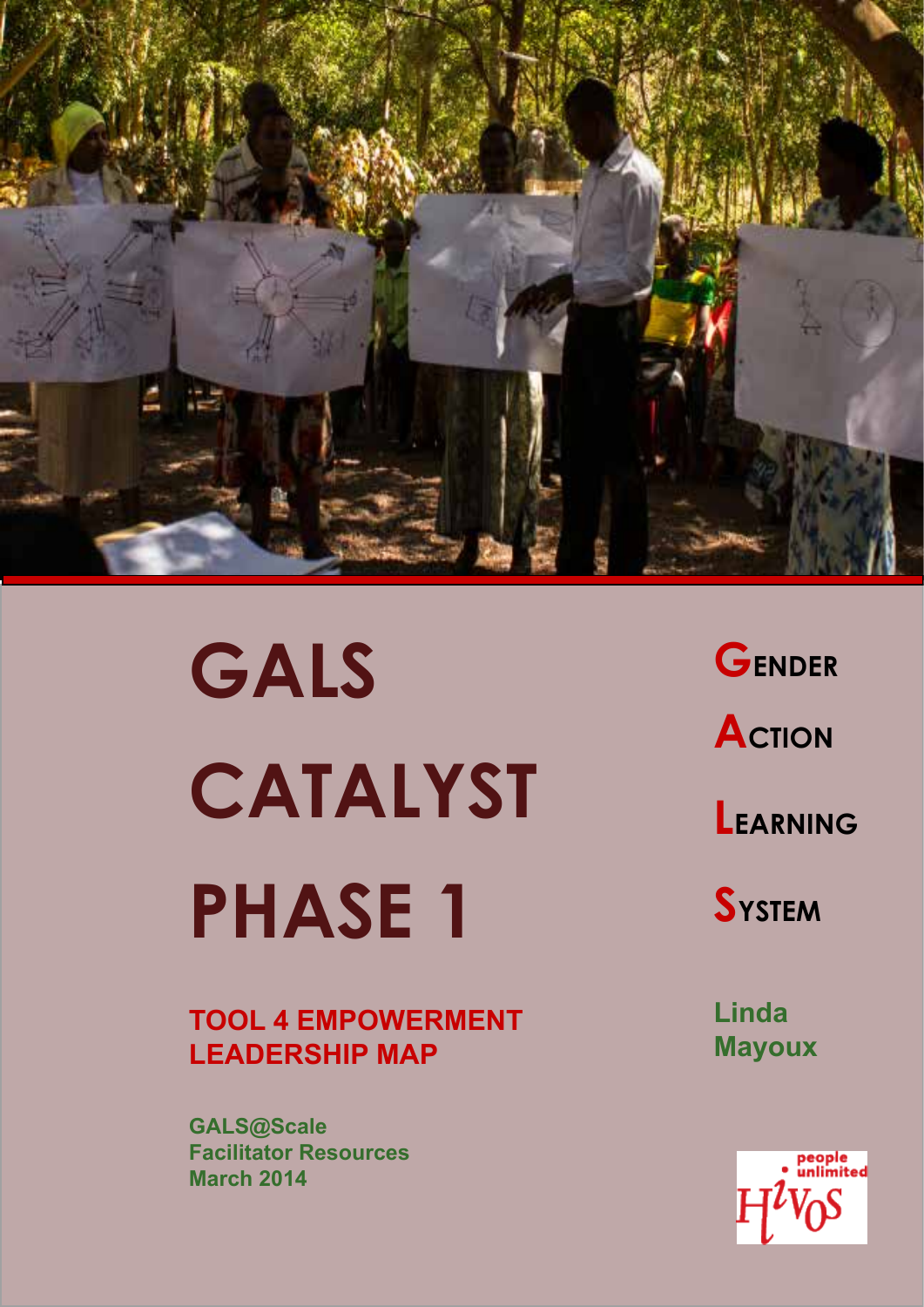# GALS CATALYST PHASE 1

**Gender Action Learning System**

## TOOL 4 EMPOWERMENT LEADERSHIP MAP

**Linda Mayoux**

**GALS@Scale**
**Facilitator Resources**
**March 2014**

Hivos people unlimited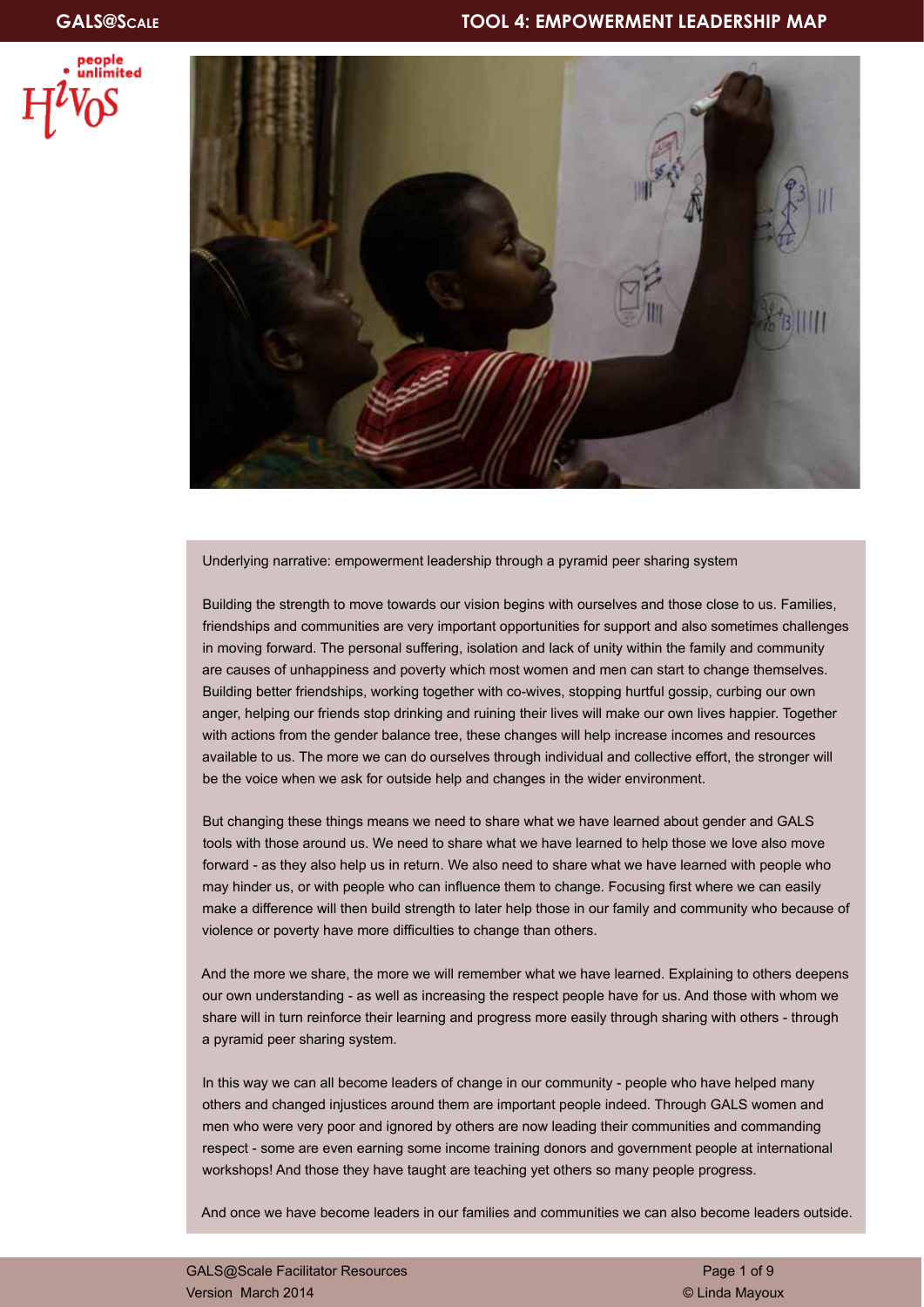Underlying narrative: empowerment leadership through a pyramid peer sharing system

Building the strength to move towards our vision begins with ourselves and those close to us. Families, friendships and communities are very important opportunities for support and also sometimes challenges in moving forward. The personal suffering, isolation and lack of unity within the family and community are causes of unhappiness and poverty which most women and men can start to change themselves. Building better friendships, working together with co-wives, stopping hurtful gossip, curbing our own anger, helping our friends stop drinking and ruining their lives will make our own lives happier. Together with actions from the gender balance tree, these changes will help increase incomes and resources available to us. The more we can do ourselves through individual and collective effort, the stronger will be the voice when we ask for outside help and changes in the wider environment.

But changing these things means we need to share what we have learned about gender and GALS tools with those around us. We need to share what we have learned to help those we love also move forward - as they also help us in return. We also need to share what we have learned with people who may hinder us, or with people who can influence them to change. Focusing first where we can easily make a difference will then build strength to later help those in our family and community who because of violence or poverty have more difficulties to change than others.

And the more we share, the more we will remember what we have learned. Explaining to others deepens our own understanding - as well as increasing the respect people have for us. And those with whom we share will in turn reinforce their learning and progress more easily through sharing with others - through a pyramid peer sharing system.

In this way we can all become leaders of change in our community - people who have helped many others and changed injustices around them are important people indeed. Through GALS women and men who were very poor and ignored by others are now leading their communities and commanding respect - some are even earning some income training donors and government people at international workshops! And those they have taught are teaching yet others so many people progress.

And once we have become leaders in our families and communities we can also become leaders outside.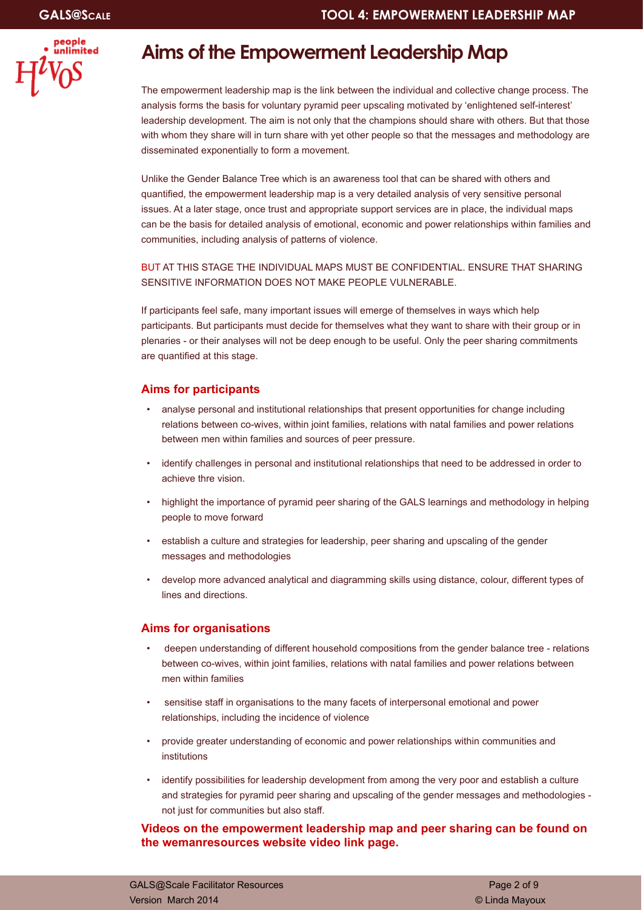# Aims of the Empowerment Leadership Map

The empowerment leadership map is the link between the individual and collective change process. The analysis forms the basis for voluntary pyramid peer upscaling motivated by 'enlightened self-interest' leadership development. The aim is not only that the champions should share with others. But that those with whom they share will in turn share with yet other people so that the messages and methodology are disseminated exponentially to form a movement.

Unlike the Gender Balance Tree which is an awareness tool that can be shared with others and quantified, the empowerment leadership map is a very detailed analysis of very sensitive personal issues. At a later stage, once trust and appropriate support services are in place, the individual maps can be the basis for detailed analysis of emotional, economic and power relationships within families and communities, including analysis of patterns of violence.

BUT AT THIS STAGE THE INDIVIDUAL MAPS MUST BE CONFIDENTIAL. ENSURE THAT SHARING SENSITIVE INFORMATION DOES NOT MAKE PEOPLE VULNERABLE.

If participants feel safe, many important issues will emerge of themselves in ways which help participants. But participants must decide for themselves what they want to share with their group or in plenaries - or their analyses will not be deep enough to be useful. Only the peer sharing commitments are quantified at this stage.

## Aims for participants

- analyse personal and institutional relationships that present opportunities for change including relations between co-wives, within joint families, relations with natal families and power relations between men within families and sources of peer pressure.
- identify challenges in personal and institutional relationships that need to be addressed in order to achieve thre vision.
- highlight the importance of pyramid peer sharing of the GALS learnings and methodology in helping people to move forward
- establish a culture and strategies for leadership, peer sharing and upscaling of the gender messages and methodologies
- develop more advanced analytical and diagramming skills using distance, colour, different types of lines and directions.

## Aims for organisations

- deepen understanding of different household compositions from the gender balance tree - relations between co-wives, within joint families, relations with natal families and power relations between men within families
- sensitise staff in organisations to the many facets of interpersonal emotional and power relationships, including the incidence of violence
- provide greater understanding of economic and power relationships within communities and institutions
- identify possibilities for leadership development from among the very poor and establish a culture and strategies for pyramid peer sharing and upscaling of the gender messages and methodologies - not just for communities but also staff.

**Videos on the empowerment leadership map and peer sharing can be found on the wemanresources website video link page.**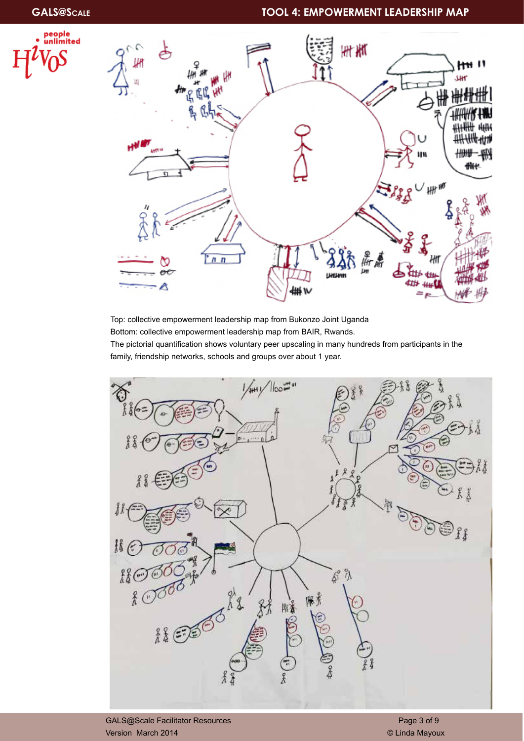Top: collective empowerment leadership map from Bukonzo Joint Uganda

Bottom: collective empowerment leadership map from BAIR, Rwands.

The pictorial quantification shows voluntary peer upscaling in many hundreds from participants in the family, friendship networks, schools and groups over about 1 year.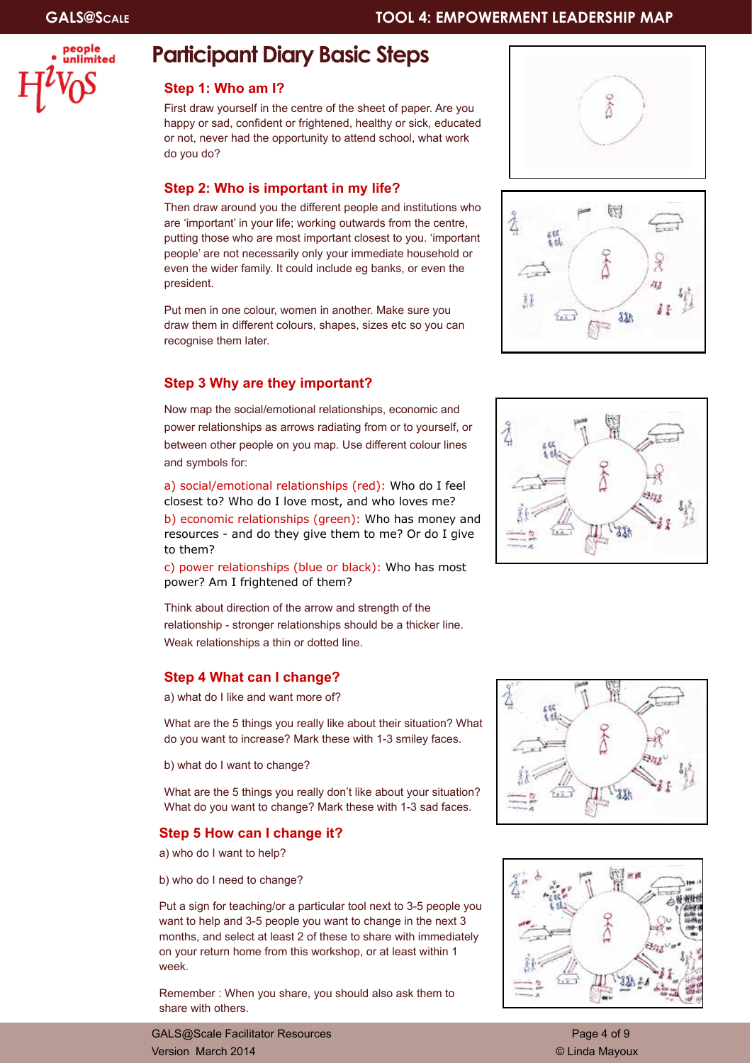# Participant Diary Basic Steps

### Step 1: Who am I?

First draw yourself in the centre of the sheet of paper. Are you happy or sad, confident or frightened, healthy or sick, educated or not, never had the opportunity to attend school, what work do you do?

### Step 2: Who is important in my life?

Then draw around you the different people and institutions who are 'important' in your life; working outwards from the centre, putting those who are most important closest to you. 'important people' are not necessarily only your immediate household or even the wider family. It could include eg banks, or even the president.

Put men in one colour, women in another. Make sure you draw them in different colours, shapes, sizes etc so you can recognise them later.

### Step 3 Why are they important?

Now map the social/emotional relationships, economic and power relationships as arrows radiating from or to yourself, or between other people on you map. Use different colour lines and symbols for:

a) social/emotional relationships (red): Who do I feel closest to? Who do I love most, and who loves me?
b) economic relationships (green): Who has money and resources - and do they give them to me? Or do I give to them?
c) power relationships (blue or black): Who has most power? Am I frightened of them?

Think about direction of the arrow and strength of the relationship - stronger relationships should be a thicker line. Weak relationships a thin or dotted line.

### Step 4 What can I change?

a) what do I like and want more of?

What are the 5 things you really like about their situation? What do you want to increase? Mark these with 1-3 smiley faces.

b) what do I want to change?

What are the 5 things you really don't like about your situation? What do you want to change? Mark these with 1-3 sad faces.

### Step 5 How can I change it?

a) who do I want to help?

b) who do I need to change?

Put a sign for teaching/or a particular tool next to 3-5 people you want to help and 3-5 people you want to change in the next 3 months, and select at least 2 of these to share with immediately on your return home from this workshop, or at least within 1 week.

Remember : When you share, you should also ask them to share with others.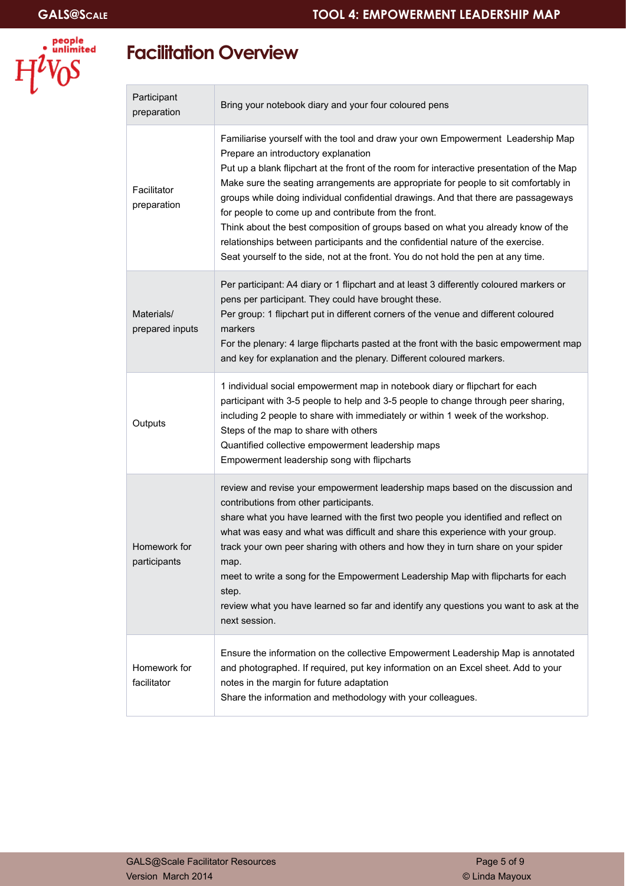# Facilitation Overview

| | |
|---|---|
| Participant preparation | Bring your notebook diary and your four coloured pens |
| Facilitator preparation | Familiarise yourself with the tool and draw your own Empowerment Leadership Map<br>Prepare an introductory explanation<br>Put up a blank flipchart at the front of the room for interactive presentation of the Map<br>Make sure the seating arrangements are appropriate for people to sit comfortably in groups while doing individual confidential drawings. And that there are passageways for people to come up and contribute from the front.<br>Think about the best composition of groups based on what you already know of the relationships between participants and the confidential nature of the exercise.<br>Seat yourself to the side, not at the front. You do not hold the pen at any time. |
| Materials/ prepared inputs | Per participant: A4 diary or 1 flipchart and at least 3 differently coloured markers or pens per participant. They could have brought these.<br>Per group: 1 flipchart put in different corners of the venue and different coloured markers<br>For the plenary: 4 large flipcharts pasted at the front with the basic empowerment map and key for explanation and the plenary. Different coloured markers. |
| Outputs | 1 individual social empowerment map in notebook diary or flipchart for each participant with 3-5 people to help and 3-5 people to change through peer sharing, including 2 people to share with immediately or within 1 week of the workshop.<br>Steps of the map to share with others<br>Quantified collective empowerment leadership maps<br>Empowerment leadership song with flipcharts |
| Homework for participants | review and revise your empowerment leadership maps based on the discussion and contributions from other participants.<br>share what you have learned with the first two people you identified and reflect on what was easy and what was difficult and share this experience with your group.<br>track your own peer sharing with others and how they in turn share on your spider map.<br>meet to write a song for the Empowerment Leadership Map with flipcharts for each step.<br>review what you have learned so far and identify any questions you want to ask at the next session. |
| Homework for facilitator | Ensure the information on the collective Empowerment Leadership Map is annotated and photographed. If required, put key information on an Excel sheet. Add to your notes in the margin for future adaptation<br>Share the information and methodology with your colleagues. |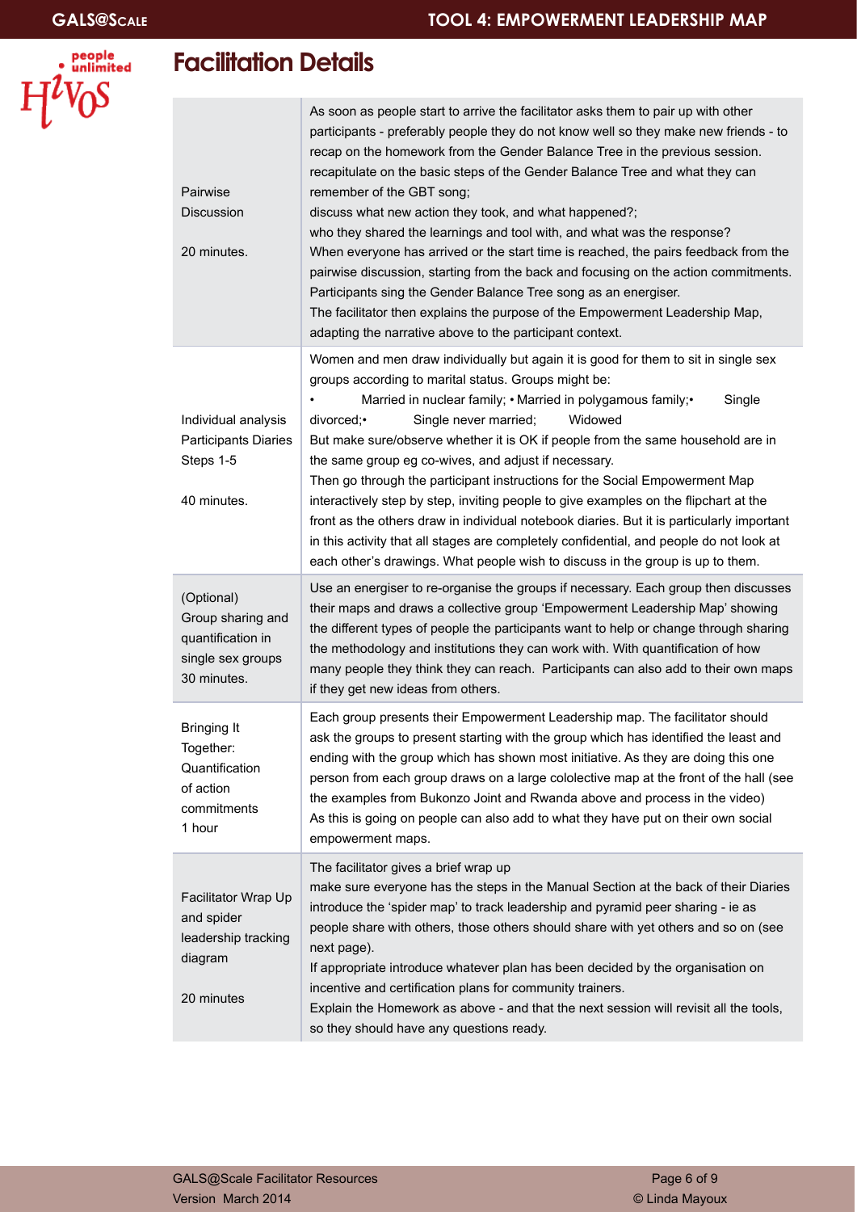## Facilitation Details

| | |
|---|---|
| Pairwise Discussion<br><br>20 minutes. | As soon as people start to arrive the facilitator asks them to pair up with other participants - preferably people they do not know well so they make new friends - to recap on the homework from the Gender Balance Tree in the previous session.<br>recapitulate on the basic steps of the Gender Balance Tree and what they can remember of the GBT song;<br>discuss what new action they took, and what happened?;<br>who they shared the learnings and tool with, and what was the response?<br>When everyone has arrived or the start time is reached, the pairs feedback from the pairwise discussion, starting from the back and focusing on the action commitments.<br>Participants sing the Gender Balance Tree song as an energiser.<br>The facilitator then explains the purpose of the Empowerment Leadership Map, adapting the narrative above to the participant context. |
| Individual analysis Participants Diaries Steps 1-5<br><br>40 minutes. | Women and men draw individually but again it is good for them to sit in single sex groups according to marital status. Groups might be:<br>• Married in nuclear family; • Married in polygamous family; • Single divorced; • Single never married; Widowed<br>But make sure/observe whether it is OK if people from the same household are in the same group eg co-wives, and adjust if necessary.<br>Then go through the participant instructions for the Social Empowerment Map interactively step by step, inviting people to give examples on the flipchart at the front as the others draw in individual notebook diaries. But it is particularly important in this activity that all stages are completely confidential, and people do not look at each other's drawings. What people wish to discuss in the group is up to them. |
| (Optional)<br>Group sharing and quantification in single sex groups<br>30 minutes. | Use an energiser to re-organise the groups if necessary. Each group then discusses their maps and draws a collective group 'Empowerment Leadership Map' showing the different types of people the participants want to help or change through sharing the methodology and institutions they can work with. With quantification of how many people they think they can reach. Participants can also add to their own maps if they get new ideas from others. |
| Bringing It Together: Quantification of action commitments<br>1 hour | Each group presents their Empowerment Leadership map. The facilitator should ask the groups to present starting with the group which has identified the least and ending with the group which has shown most initiative. As they are doing this one person from each group draws on a large cololective map at the front of the hall (see the examples from Bukonzo Joint and Rwanda above and process in the video)<br>As this is going on people can also add to what they have put on their own social empowerment maps. |
| Facilitator Wrap Up and spider leadership tracking diagram<br><br>20 minutes | The facilitator gives a brief wrap up<br>make sure everyone has the steps in the Manual Section at the back of their Diaries<br>introduce the 'spider map' to track leadership and pyramid peer sharing - ie as people share with others, those others should share with yet others and so on (see next page).<br>If appropriate introduce whatever plan has been decided by the organisation on incentive and certification plans for community trainers.<br>Explain the Homework as above - and that the next session will revisit all the tools, so they should have any questions ready. |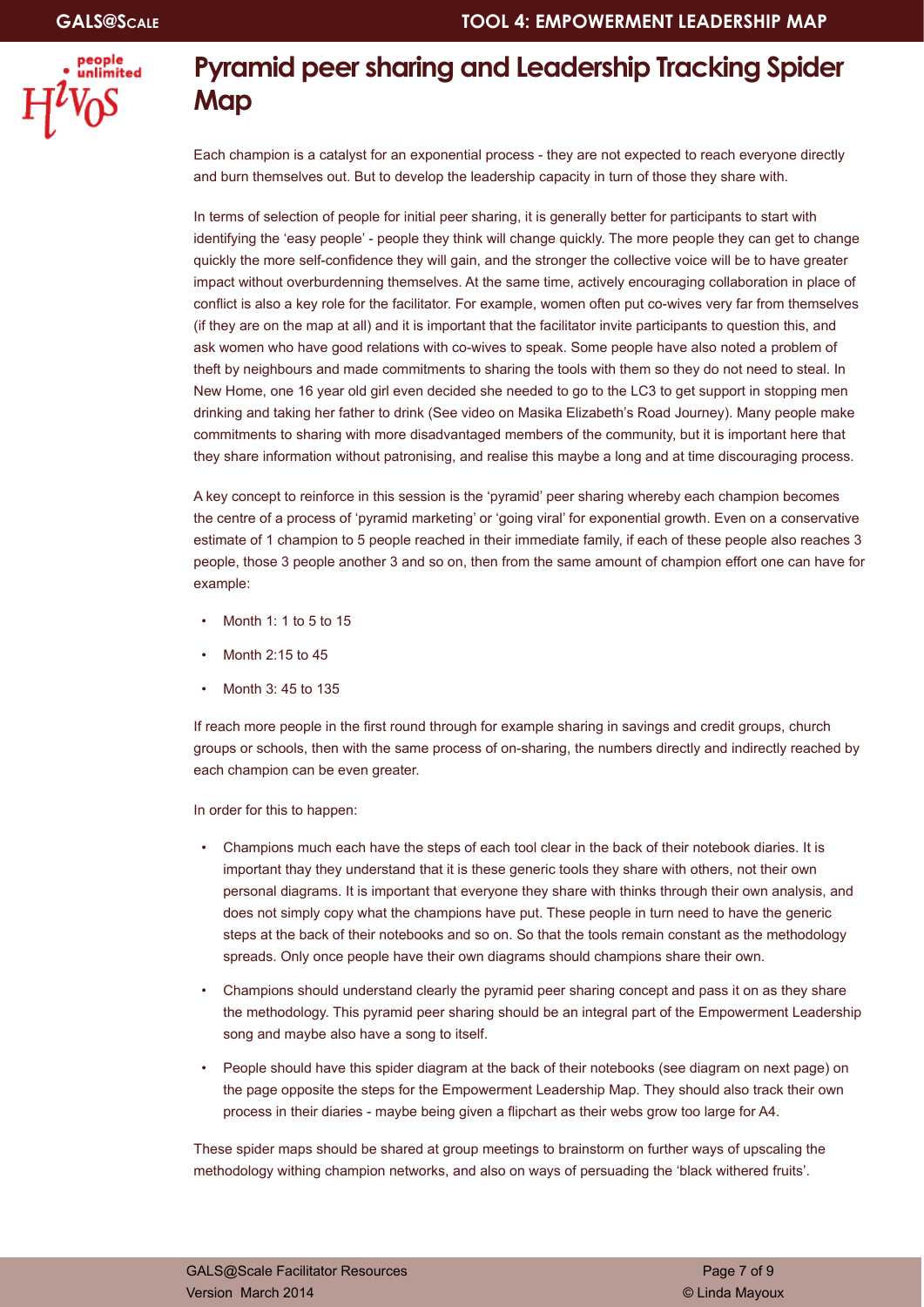# Pyramid peer sharing and Leadership Tracking Spider Map

Each champion is a catalyst for an exponential process - they are not expected to reach everyone directly and burn themselves out. But to develop the leadership capacity in turn of those they share with.

In terms of selection of people for initial peer sharing, it is generally better for participants to start with identifying the 'easy people' - people they think will change quickly. The more people they can get to change quickly the more self-confidence they will gain, and the stronger the collective voice will be to have greater impact without overburdenning themselves. At the same time, actively encouraging collaboration in place of conflict is also a key role for the facilitator. For example, women often put co-wives very far from themselves (if they are on the map at all) and it is important that the facilitator invite participants to question this, and ask women who have good relations with co-wives to speak. Some people have also noted a problem of theft by neighbours and made commitments to sharing the tools with them so they do not need to steal. In New Home, one 16 year old girl even decided she needed to go to the LC3 to get support in stopping men drinking and taking her father to drink (See video on Masika Elizabeth's Road Journey). Many people make commitments to sharing with more disadvantaged members of the community, but it is important here that they share information without patronising, and realise this maybe a long and at time discouraging process.

A key concept to reinforce in this session is the 'pyramid' peer sharing whereby each champion becomes the centre of a process of 'pyramid marketing' or 'going viral' for exponential growth. Even on a conservative estimate of 1 champion to 5 people reached in their immediate family, if each of these people also reaches 3 people, those 3 people another 3 and so on, then from the same amount of champion effort one can have for example:

- Month 1: 1 to 5 to 15
- Month 2:15 to 45
- Month 3: 45 to 135

If reach more people in the first round through for example sharing in savings and credit groups, church groups or schools, then with the same process of on-sharing, the numbers directly and indirectly reached by each champion can be even greater.

In order for this to happen:

- Champions much each have the steps of each tool clear in the back of their notebook diaries. It is important thay they understand that it is these generic tools they share with others, not their own personal diagrams. It is important that everyone they share with thinks through their own analysis, and does not simply copy what the champions have put. These people in turn need to have the generic steps at the back of their notebooks and so on. So that the tools remain constant as the methodology spreads. Only once people have their own diagrams should champions share their own.
- Champions should understand clearly the pyramid peer sharing concept and pass it on as they share the methodology. This pyramid peer sharing should be an integral part of the Empowerment Leadership song and maybe also have a song to itself.
- People should have this spider diagram at the back of their notebooks (see diagram on next page) on the page opposite the steps for the Empowerment Leadership Map. They should also track their own process in their diaries - maybe being given a flipchart as their webs grow too large for A4.

These spider maps should be shared at group meetings to brainstorm on further ways of upscaling the methodology withing champion networks, and also on ways of persuading the 'black withered fruits'.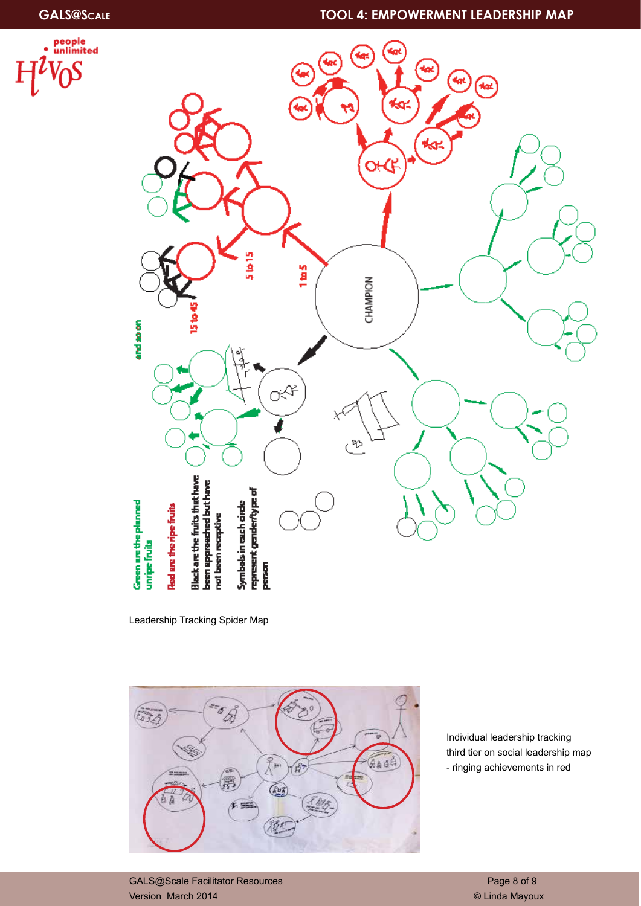Leadership Tracking Spider Map

Individual leadership tracking third tier on social leadership map - ringing achievements in red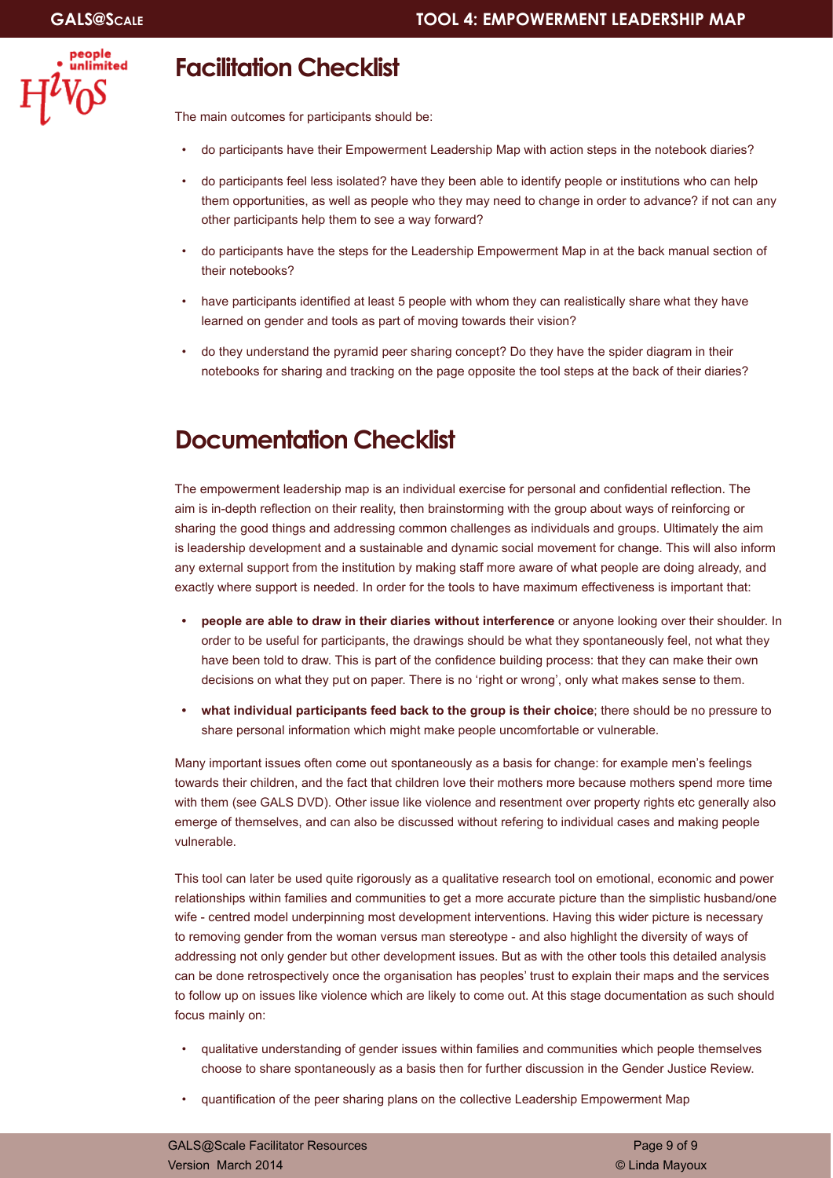## Facilitation Checklist

The main outcomes for participants should be:

- do participants have their Empowerment Leadership Map with action steps in the notebook diaries?
- do participants feel less isolated? have they been able to identify people or institutions who can help them opportunities, as well as people who they may need to change in order to advance? if not can any other participants help them to see a way forward?
- do participants have the steps for the Leadership Empowerment Map in at the back manual section of their notebooks?
- have participants identified at least 5 people with whom they can realistically share what they have learned on gender and tools as part of moving towards their vision?
- do they understand the pyramid peer sharing concept? Do they have the spider diagram in their notebooks for sharing and tracking on the page opposite the tool steps at the back of their diaries?

## Documentation Checklist

The empowerment leadership map is an individual exercise for personal and confidential reflection. The aim is in-depth reflection on their reality, then brainstorming with the group about ways of reinforcing or sharing the good things and addressing common challenges as individuals and groups. Ultimately the aim is leadership development and a sustainable and dynamic social movement for change. This will also inform any external support from the institution by making staff more aware of what people are doing already, and exactly where support is needed. In order for the tools to have maximum effectiveness is important that:

- **people are able to draw in their diaries without interference** or anyone looking over their shoulder. In order to be useful for participants, the drawings should be what they spontaneously feel, not what they have been told to draw. This is part of the confidence building process: that they can make their own decisions on what they put on paper. There is no 'right or wrong', only what makes sense to them.
- **what individual participants feed back to the group is their choice**; there should be no pressure to share personal information which might make people uncomfortable or vulnerable.

Many important issues often come out spontaneously as a basis for change: for example men's feelings towards their children, and the fact that children love their mothers more because mothers spend more time with them (see GALS DVD). Other issue like violence and resentment over property rights etc generally also emerge of themselves, and can also be discussed without refering to individual cases and making people vulnerable.

This tool can later be used quite rigorously as a qualitative research tool on emotional, economic and power relationships within families and communities to get a more accurate picture than the simplistic husband/one wife - centred model underpinning most development interventions. Having this wider picture is necessary to removing gender from the woman versus man stereotype - and also highlight the diversity of ways of addressing not only gender but other development issues. But as with the other tools this detailed analysis can be done retrospectively once the organisation has peoples' trust to explain their maps and the services to follow up on issues like violence which are likely to come out. At this stage documentation as such should focus mainly on:

- qualitative understanding of gender issues within families and communities which people themselves choose to share spontaneously as a basis then for further discussion in the Gender Justice Review.
- quantification of the peer sharing plans on the collective Leadership Empowerment Map